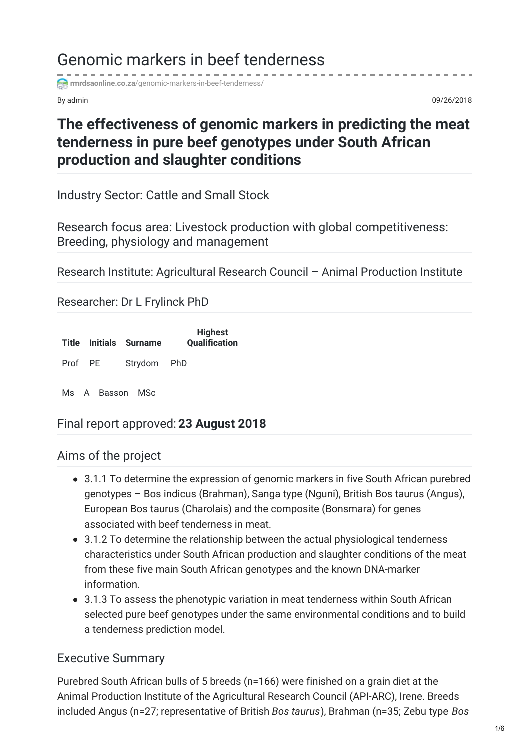# Genomic markers in beef tenderness

rmrdsaonline.co.za/genomic-markers-in-beef-tenderness/

By admin

09/26/2018

## The effectiveness of genomic markers in predicting the meat tenderness in pure beef genotypes under South African production and slaughter conditions

Industry Sector: Cattle and Small Stock

Research focus area: Livestock production with global competitiveness: Breeding, physiology and management

Research Institute: Agricultural Research Council – Animal Production Institute

Researcher: Dr L Frylinck PhD

| Title | Initials | Surname | Highest Qualification |
|---|---|---|---|
| Prof | PE | Strydom | PhD |
| Ms | A | Basson | MSc |

Final report approved: **23 August 2018**

### Aims of the project

- 3.1.1 To determine the expression of genomic markers in five South African purebred genotypes – Bos indicus (Brahman), Sanga type (Nguni), British Bos taurus (Angus), European Bos taurus (Charolais) and the composite (Bonsmara) for genes associated with beef tenderness in meat.
- 3.1.2 To determine the relationship between the actual physiological tenderness characteristics under South African production and slaughter conditions of the meat from these five main South African genotypes and the known DNA-marker information.
- 3.1.3 To assess the phenotypic variation in meat tenderness within South African selected pure beef genotypes under the same environmental conditions and to build a tenderness prediction model.

### Executive Summary

Purebred South African bulls of 5 breeds (n=166) were finished on a grain diet at the Animal Production Institute of the Agricultural Research Council (API-ARC), Irene. Breeds included Angus (n=27; representative of British *Bos taurus*), Brahman (n=35; Zebu type *Bos*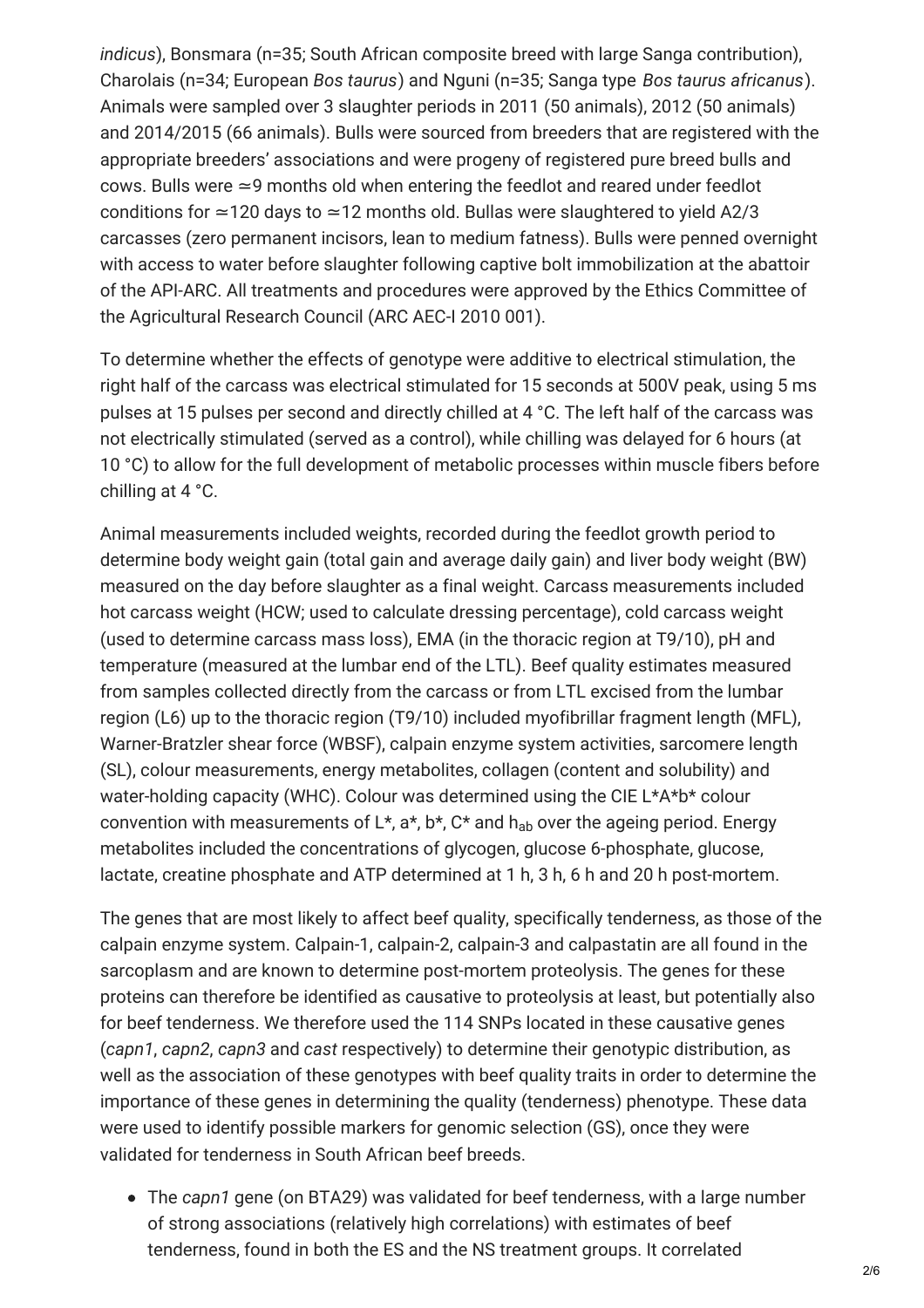*indicus*), Bonsmara (n=35; South African composite breed with large Sanga contribution), Charolais (n=34; European *Bos taurus*) and Nguni (n=35; Sanga type *Bos taurus africanus*). Animals were sampled over 3 slaughter periods in 2011 (50 animals), 2012 (50 animals) and 2014/2015 (66 animals). Bulls were sourced from breeders that are registered with the appropriate breeders' associations and were progeny of registered pure breed bulls and cows. Bulls were ≃9 months old when entering the feedlot and reared under feedlot conditions for ≃120 days to ≃12 months old. Bullas were slaughtered to yield A2/3 carcasses (zero permanent incisors, lean to medium fatness). Bulls were penned overnight with access to water before slaughter following captive bolt immobilization at the abattoir of the API-ARC. All treatments and procedures were approved by the Ethics Committee of the Agricultural Research Council (ARC AEC-I 2010 001).

To determine whether the effects of genotype were additive to electrical stimulation, the right half of the carcass was electrical stimulated for 15 seconds at 500V peak, using 5 ms pulses at 15 pulses per second and directly chilled at 4 °C. The left half of the carcass was not electrically stimulated (served as a control), while chilling was delayed for 6 hours (at 10 °C) to allow for the full development of metabolic processes within muscle fibers before chilling at 4 °C.

Animal measurements included weights, recorded during the feedlot growth period to determine body weight gain (total gain and average daily gain) and liver body weight (BW) measured on the day before slaughter as a final weight. Carcass measurements included hot carcass weight (HCW; used to calculate dressing percentage), cold carcass weight (used to determine carcass mass loss), EMA (in the thoracic region at T9/10), pH and temperature (measured at the lumbar end of the LTL). Beef quality estimates measured from samples collected directly from the carcass or from LTL excised from the lumbar region (L6) up to the thoracic region (T9/10) included myofibrillar fragment length (MFL), Warner-Bratzler shear force (WBSF), calpain enzyme system activities, sarcomere length (SL), colour measurements, energy metabolites, collagen (content and solubility) and water-holding capacity (WHC). Colour was determined using the CIE L*A*b* colour convention with measurements of L*, a*, b*, C* and $h_{ab}$ over the ageing period. Energy metabolites included the concentrations of glycogen, glucose 6-phosphate, glucose, lactate, creatine phosphate and ATP determined at 1 h, 3 h, 6 h and 20 h post-mortem.

The genes that are most likely to affect beef quality, specifically tenderness, as those of the calpain enzyme system. Calpain-1, calpain-2, calpain-3 and calpastatin are all found in the sarcoplasm and are known to determine post-mortem proteolysis. The genes for these proteins can therefore be identified as causative to proteolysis at least, but potentially also for beef tenderness. We therefore used the 114 SNPs located in these causative genes (*capn1*, *capn2*, *capn3* and *cast* respectively) to determine their genotypic distribution, as well as the association of these genotypes with beef quality traits in order to determine the importance of these genes in determining the quality (tenderness) phenotype. These data were used to identify possible markers for genomic selection (GS), once they were validated for tenderness in South African beef breeds.

- The *capn1* gene (on BTA29) was validated for beef tenderness, with a large number of strong associations (relatively high correlations) with estimates of beef tenderness, found in both the ES and the NS treatment groups. It correlated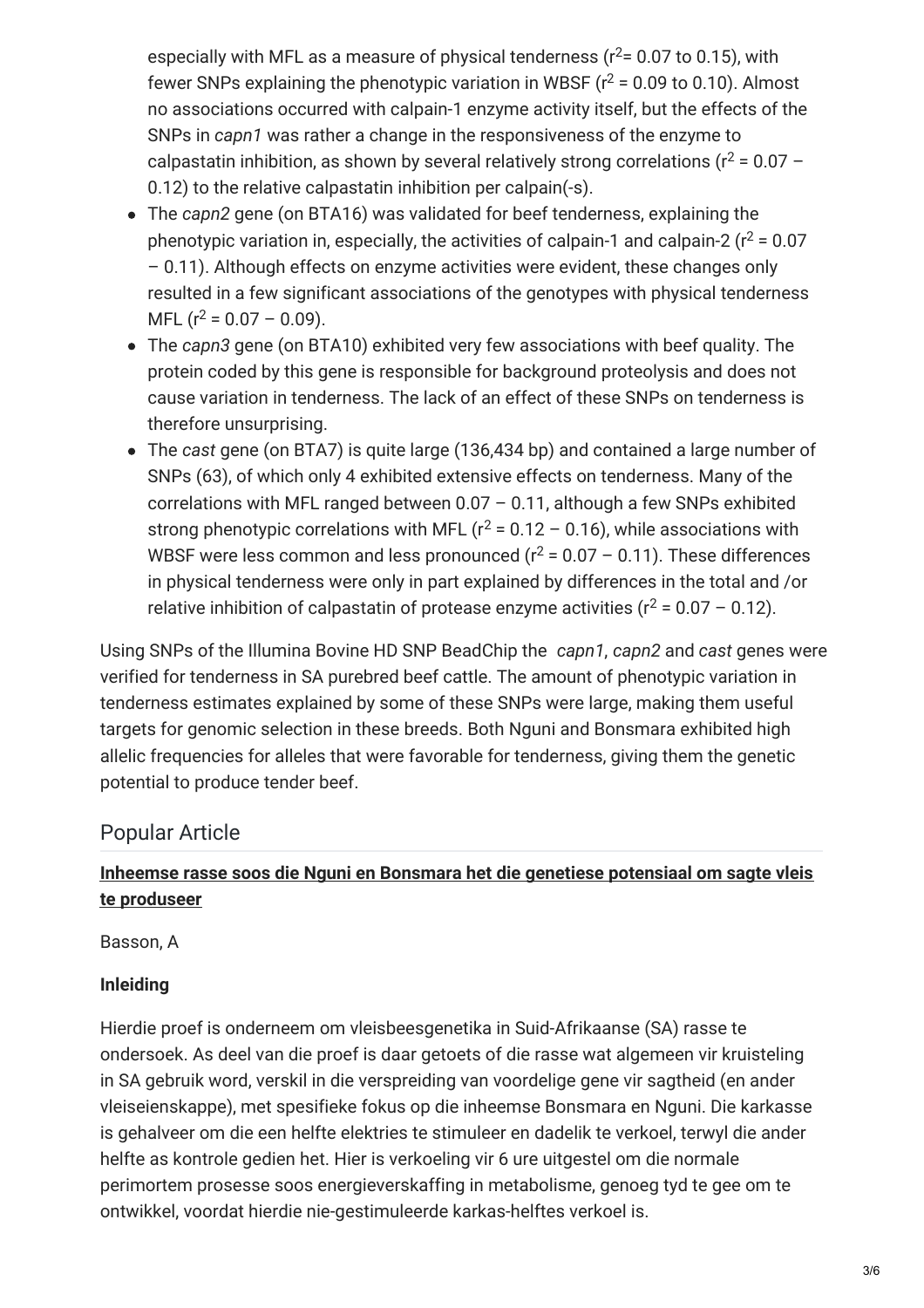especially with MFL as a measure of physical tenderness ($r^2$= 0.07 to 0.15), with fewer SNPs explaining the phenotypic variation in WBSF ($r^2$ = 0.09 to 0.10). Almost no associations occurred with calpain-1 enzyme activity itself, but the effects of the SNPs in *capn1* was rather a change in the responsiveness of the enzyme to calpastatin inhibition, as shown by several relatively strong correlations ($r^2$ = 0.07 – 0.12) to the relative calpastatin inhibition per calpain(-s).

- The *capn2* gene (on BTA16) was validated for beef tenderness, explaining the phenotypic variation in, especially, the activities of calpain-1 and calpain-2 ($r^2$ = 0.07 – 0.11). Although effects on enzyme activities were evident, these changes only resulted in a few significant associations of the genotypes with physical tenderness MFL ($r^2$ = 0.07 – 0.09).
- The *capn3* gene (on BTA10) exhibited very few associations with beef quality. The protein coded by this gene is responsible for background proteolysis and does not cause variation in tenderness. The lack of an effect of these SNPs on tenderness is therefore unsurprising.
- The *cast* gene (on BTA7) is quite large (136,434 bp) and contained a large number of SNPs (63), of which only 4 exhibited extensive effects on tenderness. Many of the correlations with MFL ranged between 0.07 – 0.11, although a few SNPs exhibited strong phenotypic correlations with MFL ($r^2$ = 0.12 – 0.16), while associations with WBSF were less common and less pronounced ($r^2$ = 0.07 – 0.11). These differences in physical tenderness were only in part explained by differences in the total and /or relative inhibition of calpastatin of protease enzyme activities ($r^2$ = 0.07 – 0.12).

Using SNPs of the Illumina Bovine HD SNP BeadChip the *capn1*, *capn2* and *cast* genes were verified for tenderness in SA purebred beef cattle. The amount of phenotypic variation in tenderness estimates explained by some of these SNPs were large, making them useful targets for genomic selection in these breeds. Both Nguni and Bonsmara exhibited high allelic frequencies for alleles that were favorable for tenderness, giving them the genetic potential to produce tender beef.

## Popular Article

### Inheemse rasse soos die Nguni en Bonsmara het die genetiese potensiaal om sagte vleis te produseer

Basson, A

**Inleiding**

Hierdie proef is onderneem om vleisbeesgenetika in Suid-Afrikaanse (SA) rasse te ondersoek. As deel van die proef is daar getoets of die rasse wat algemeen vir kruisteling in SA gebruik word, verskil in die verspreiding van voordelige gene vir sagtheid (en ander vleiseienskappe), met spesifieke fokus op die inheemse Bonsmara en Nguni. Die karkasse is gehalveer om die een helfte elektries te stimuleer en dadelik te verkoel, terwyl die ander helfte as kontrole gedien het. Hier is verkoeling vir 6 ure uitgestel om die normale perimortem prosesse soos energieverskaffing in metabolisme, genoeg tyd te gee om te ontwikkel, voordat hierdie nie-gestimuleerde karkas-helftes verkoel is.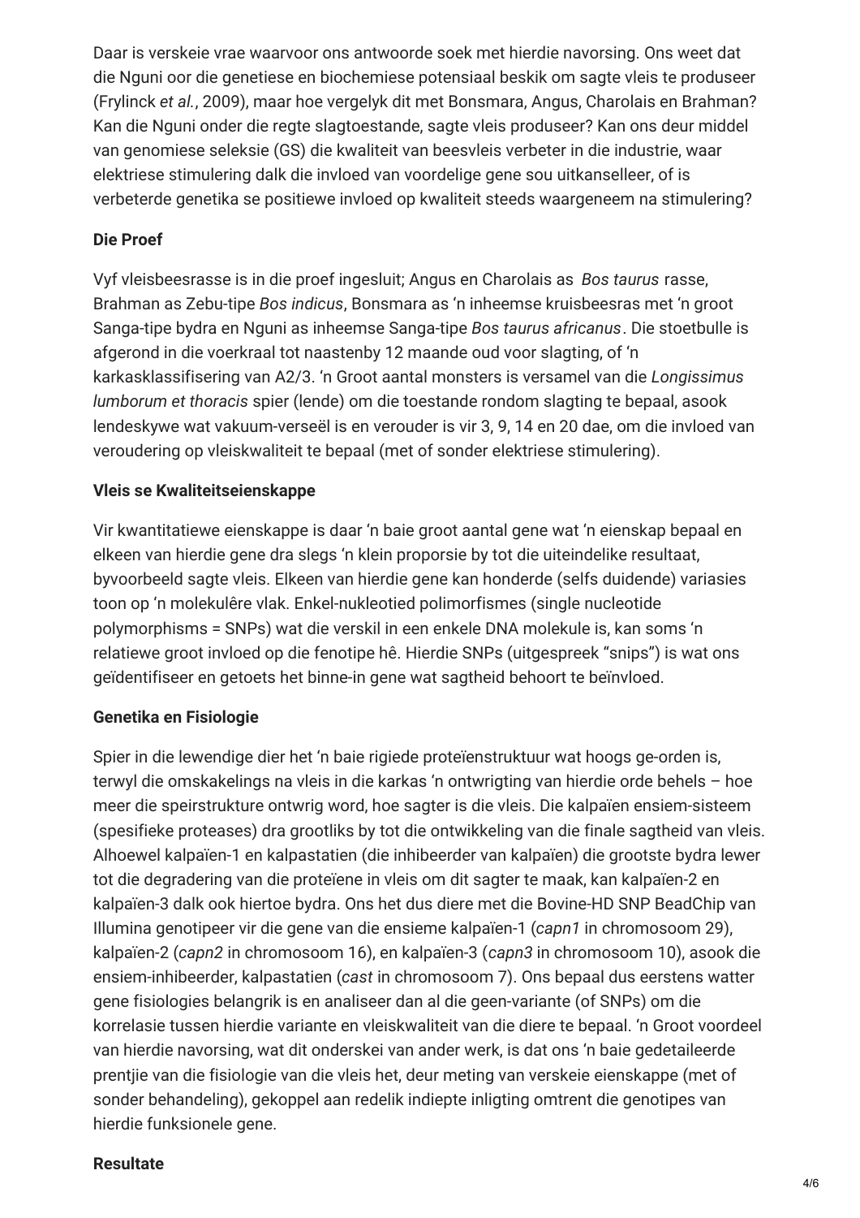Daar is verskeie vrae waarvoor ons antwoorde soek met hierdie navorsing. Ons weet dat die Nguni oor die genetiese en biochemiese potensiaal beskik om sagte vleis te produseer (Frylinck *et al.*, 2009), maar hoe vergelyk dit met Bonsmara, Angus, Charolais en Brahman? Kan die Nguni onder die regte slagtoestande, sagte vleis produseer? Kan ons deur middel van genomiese seleksie (GS) die kwaliteit van beesvleis verbeter in die industrie, waar elektriese stimulering dalk die invloed van voordelige gene sou uitkanselleer, of is verbeterde genetika se positiewe invloed op kwaliteit steeds waargeneem na stimulering?

**Die Proef**

Vyf vleisbeesrasse is in die proef ingesluit; Angus en Charolais as *Bos taurus* rasse, Brahman as Zebu-tipe *Bos indicus*, Bonsmara as 'n inheemse kruisbeesras met 'n groot Sanga-tipe bydra en Nguni as inheemse Sanga-tipe *Bos taurus africanus*. Die stoetbulle is afgerond in die voerkraal tot naastenby 12 maande oud voor slagting, of 'n karkasklassifisering van A2/3. 'n Groot aantal monsters is versamel van die *Longissimus lumborum et thoracis* spier (lende) om die toestande rondom slagting te bepaal, asook lendeskywe wat vakuum-verseël is en verouder is vir 3, 9, 14 en 20 dae, om die invloed van veroudering op vleiskwaliteit te bepaal (met of sonder elektriese stimulering).

**Vleis se Kwaliteitseienskappe**

Vir kwantitatiewe eienskappe is daar 'n baie groot aantal gene wat 'n eienskap bepaal en elkeen van hierdie gene dra slegs 'n klein proporsie by tot die uiteindelike resultaat, byvoorbeeld sagte vleis. Elkeen van hierdie gene kan honderde (selfs duidende) variasies toon op 'n molekulêre vlak. Enkel-nukleotied polimorfismes (single nucleotide polymorphisms = SNPs) wat die verskil in een enkele DNA molekule is, kan soms 'n relatiewe groot invloed op die fenotipe hê. Hierdie SNPs (uitgespreek "snips") is wat ons geïdentifiseer en getoets het binne-in gene wat sagtheid behoort te beïnvloed.

**Genetika en Fisiologie**

Spier in die lewendige dier het 'n baie rigiede proteïenstruktuur wat hoogs ge-orden is, terwyl die omskakelings na vleis in die karkas 'n ontwrigting van hierdie orde behels – hoe meer die speirstrukture ontwrig word, hoe sagter is die vleis. Die kalpaïen ensiem-sisteem (spesifieke proteases) dra grootliks by tot die ontwikkeling van die finale sagtheid van vleis. Alhoewel kalpaïen-1 en kalpastatien (die inhibeerder van kalpaïen) die grootste bydra lewer tot die degradering van die proteïene in vleis om dit sagter te maak, kan kalpaïen-2 en kalpaïen-3 dalk ook hiertoe bydra. Ons het dus diere met die Bovine-HD SNP BeadChip van Illumina genotipeer vir die gene van die ensieme kalpaïen-1 (*capn1* in chromosoom 29), kalpaïen-2 (*capn2* in chromosoom 16), en kalpaïen-3 (*capn3* in chromosoom 10), asook die ensiem-inhibeerder, kalpastatien (*cast* in chromosoom 7). Ons bepaal dus eerstens watter gene fisiologies belangrik is en analiseer dan al die geen-variante (of SNPs) om die korrelasie tussen hierdie variante en vleiskwaliteit van die diere te bepaal. 'n Groot voordeel van hierdie navorsing, wat dit onderskei van ander werk, is dat ons 'n baie gedetaileerde prentjie van die fisiologie van die vleis het, deur meting van verskeie eienskappe (met of sonder behandeling), gekoppel aan redelik indiepte inligting omtrent die genotipes van hierdie funksionele gene.

**Resultate**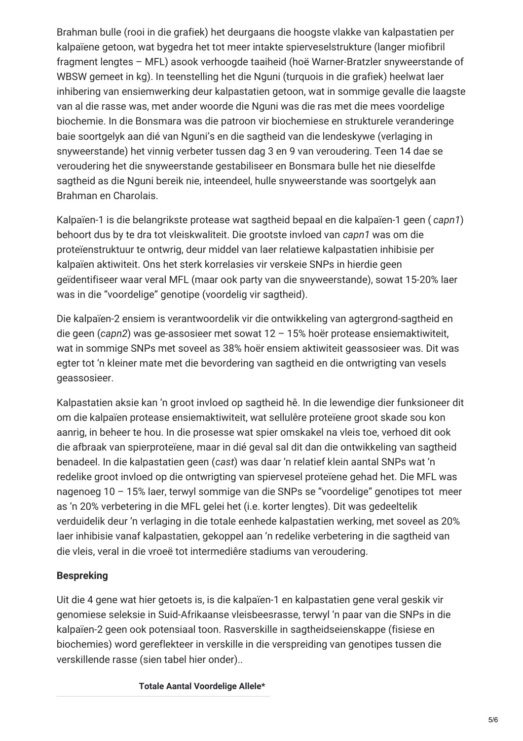Brahman bulle (rooi in die grafiek) het deurgaans die hoogste vlakke van kalpastatien per kalpaïene getoon, wat bygedra het tot meer intakte spierveselstrukture (langer miofibril fragment lengtes – MFL) asook verhoogde taaiheid (hoë Warner-Bratzler snyweerstande of WBSW gemeet in kg). In teenstelling het die Nguni (turquois in die grafiek) heelwat laer inhibering van ensiemwerking deur kalpastatien getoon, wat in sommige gevalle die laagste van al die rasse was, met ander woorde die Nguni was die ras met die mees voordelige biochemie. In die Bonsmara was die patroon vir biochemiese en strukturele veranderinge baie soortgelyk aan dié van Nguni's en die sagtheid van die lendeskywe (verlaging in snyweerstande) het vinnig verbeter tussen dag 3 en 9 van veroudering. Teen 14 dae se veroudering het die snyweerstande gestabiliseer en Bonsmara bulle het nie dieselfde sagtheid as die Nguni bereik nie, inteendeel, hulle snyweerstande was soortgelyk aan Brahman en Charolais.

Kalpaïen-1 is die belangrikste protease wat sagtheid bepaal en die kalpaïen-1 geen ( *capn1*) behoort dus by te dra tot vleiskwaliteit. Die grootste invloed van *capn1* was om die proteïenstruktuur te ontwrig, deur middel van laer relatiewe kalpastatien inhibisie per kalpaïen aktiwiteit. Ons het sterk korrelasies vir verskeie SNPs in hierdie geen geïdentifiseer waar veral MFL (maar ook party van die snyweerstande), sowat 15-20% laer was in die "voordelige" genotipe (voordelig vir sagtheid).

Die kalpaïen-2 ensiem is verantwoordelik vir die ontwikkeling van agtergrond-sagtheid en die geen (*capn2*) was ge-assosieer met sowat 12 – 15% hoër protease ensiemaktiwiteit, wat in sommige SNPs met soveel as 38% hoër ensiem aktiwiteit geassosieer was. Dit was egter tot 'n kleiner mate met die bevordering van sagtheid en die ontwrigting van vesels geassosieer.

Kalpastatien aksie kan 'n groot invloed op sagtheid hê. In die lewendige dier funksioneer dit om die kalpaïen protease ensiemaktiwiteit, wat sellulêre proteïene groot skade sou kon aanrig, in beheer te hou. In die prosesse wat spier omskakel na vleis toe, verhoed dit ook die afbraak van spierproteïene, maar in dié geval sal dit dan die ontwikkeling van sagtheid benadeel. In die kalpastatien geen (*cast*) was daar 'n relatief klein aantal SNPs wat 'n redelike groot invloed op die ontwrigting van spiervesel proteïene gehad het. Die MFL was nagenoeg 10 – 15% laer, terwyl sommige van die SNPs se "voordelige" genotipes tot meer as 'n 20% verbetering in die MFL gelei het (i.e. korter lengtes). Dit was gedeeltelik verduidelik deur 'n verlaging in die totale eenhede kalpastatien werking, met soveel as 20% laer inhibisie vanaf kalpastatien, gekoppel aan 'n redelike verbetering in die sagtheid van die vleis, veral in die vroeë tot intermediêre stadiums van veroudering.

**Bespreking**

Uit die 4 gene wat hier getoets is, is die kalpaïen-1 en kalpastatien gene veral geskik vir genomiese seleksie in Suid-Afrikaanse vleisbeesrasse, terwyl 'n paar van die SNPs in die kalpaïen-2 geen ook potensiaal toon. Rasverskille in sagtheidseienskappe (fisiese en biochemies) word gereflekteer in verskille in die verspreiding van genotipes tussen die verskillende rasse (sien tabel hier onder)..

**Totale Aantal Voordelige Allele***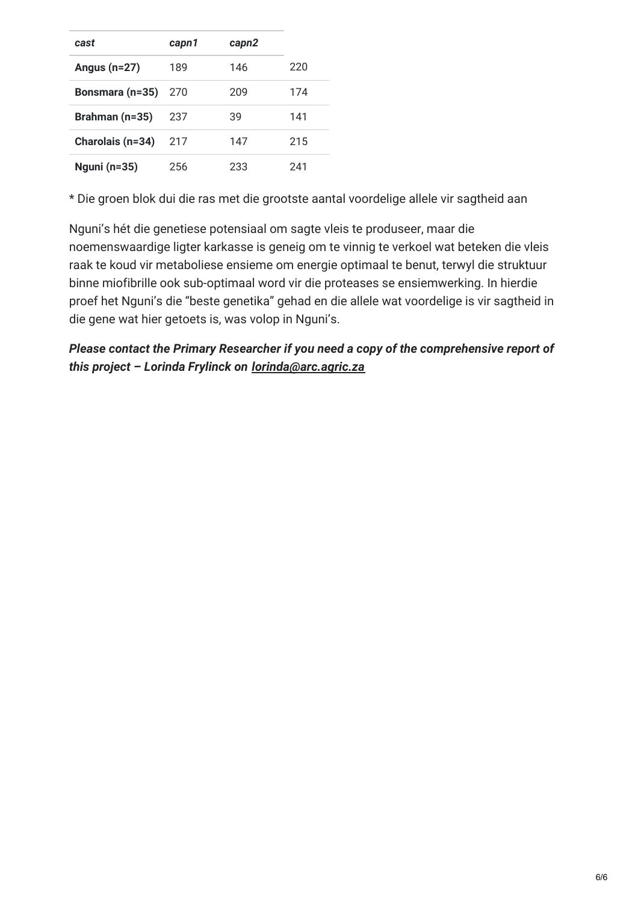| cast | capn1 | capn2 | |
| --- | --- | --- | --- |
| **Angus (n=27)** | 189 | 146 | 220 |
| **Bonsmara (n=35)** | 270 | 209 | 174 |
| **Brahman (n=35)** | 237 | 39 | 141 |
| **Charolais (n=34)** | 217 | 147 | 215 |
| **Nguni (n=35)** | 256 | 233 | 241 |

* Die groen blok dui die ras met die grootste aantal voordelige allele vir sagtheid aan

Nguni's hét die genetiese potensiaal om sagte vleis te produseer, maar die noemenswaardige ligter karkasse is geneig om te vinnig te verkoel wat beteken die vleis raak te koud vir metaboliese ensieme om energie optimaal te benut, terwyl die struktuur binne miofibrille ook sub-optimaal word vir die proteases se ensiemwerking. In hierdie proef het Nguni's die "beste genetika" gehad en die allele wat voordelige is vir sagtheid in die gene wat hier getoets is, was volop in Nguni's.

***Please contact the Primary Researcher if you need a copy of the comprehensive report of this project – Lorinda Frylinck on lorinda@arc.agric.za***